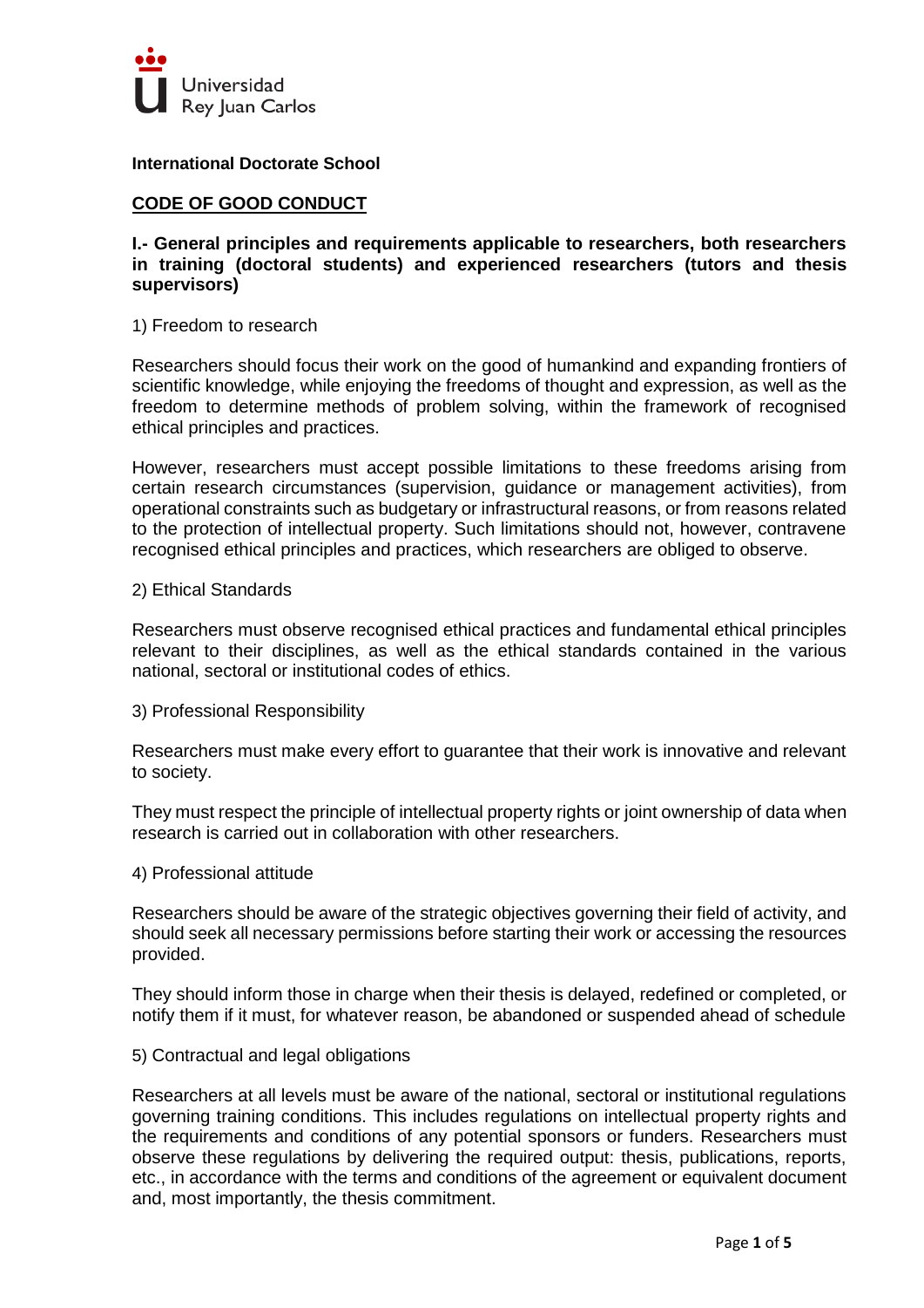Universidad Rey Juan Carlos

**International Doctorate School**

## CODE OF GOOD CONDUCT

### I.- General principles and requirements applicable to researchers, both researchers in training (doctoral students) and experienced researchers (tutors and thesis supervisors)

1) Freedom to research

Researchers should focus their work on the good of humankind and expanding frontiers of scientific knowledge, while enjoying the freedoms of thought and expression, as well as the freedom to determine methods of problem solving, within the framework of recognised ethical principles and practices.

However, researchers must accept possible limitations to these freedoms arising from certain research circumstances (supervision, guidance or management activities), from operational constraints such as budgetary or infrastructural reasons, or from reasons related to the protection of intellectual property. Such limitations should not, however, contravene recognised ethical principles and practices, which researchers are obliged to observe.

2) Ethical Standards

Researchers must observe recognised ethical practices and fundamental ethical principles relevant to their disciplines, as well as the ethical standards contained in the various national, sectoral or institutional codes of ethics.

3) Professional Responsibility

Researchers must make every effort to guarantee that their work is innovative and relevant to society.

They must respect the principle of intellectual property rights or joint ownership of data when research is carried out in collaboration with other researchers.

4) Professional attitude

Researchers should be aware of the strategic objectives governing their field of activity, and should seek all necessary permissions before starting their work or accessing the resources provided.

They should inform those in charge when their thesis is delayed, redefined or completed, or notify them if it must, for whatever reason, be abandoned or suspended ahead of schedule

5) Contractual and legal obligations

Researchers at all levels must be aware of the national, sectoral or institutional regulations governing training conditions. This includes regulations on intellectual property rights and the requirements and conditions of any potential sponsors or funders. Researchers must observe these regulations by delivering the required output: thesis, publications, reports, etc., in accordance with the terms and conditions of the agreement or equivalent document and, most importantly, the thesis commitment.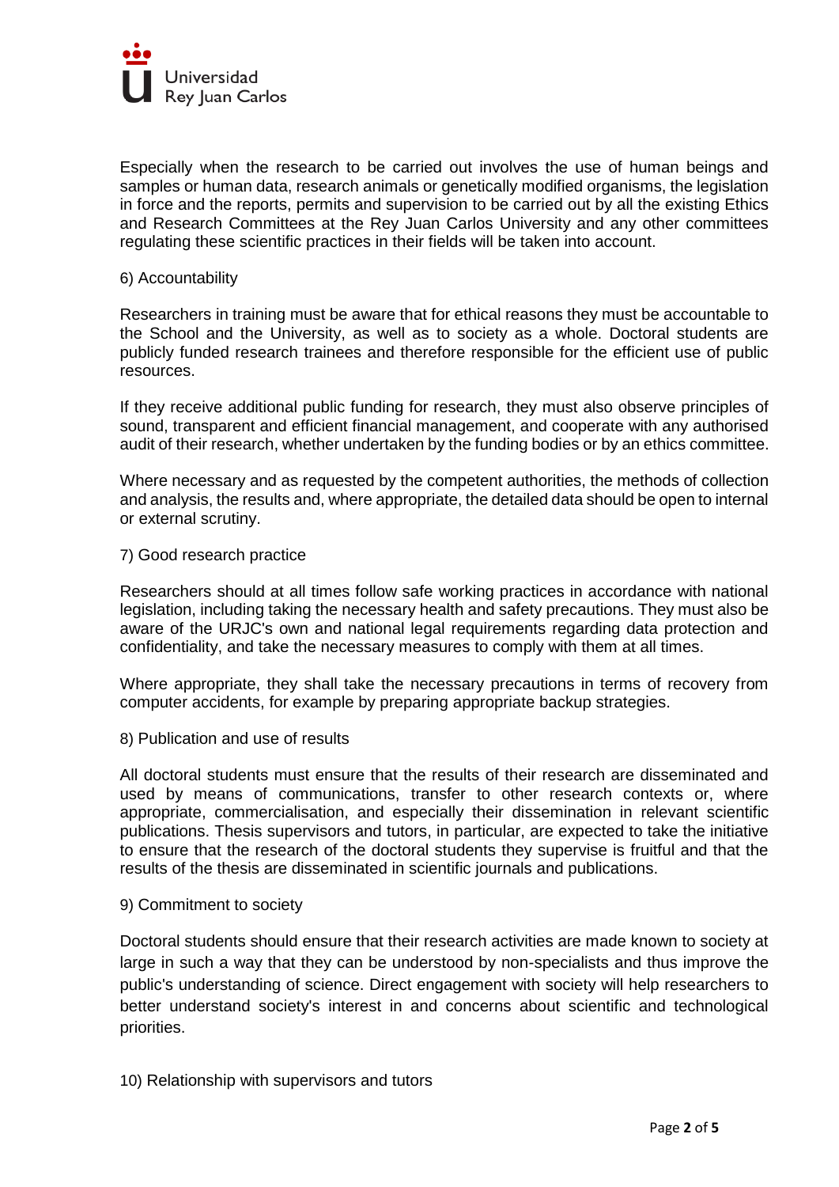Especially when the research to be carried out involves the use of human beings and samples or human data, research animals or genetically modified organisms, the legislation in force and the reports, permits and supervision to be carried out by all the existing Ethics and Research Committees at the Rey Juan Carlos University and any other committees regulating these scientific practices in their fields will be taken into account.

6) Accountability

Researchers in training must be aware that for ethical reasons they must be accountable to the School and the University, as well as to society as a whole. Doctoral students are publicly funded research trainees and therefore responsible for the efficient use of public resources.

If they receive additional public funding for research, they must also observe principles of sound, transparent and efficient financial management, and cooperate with any authorised audit of their research, whether undertaken by the funding bodies or by an ethics committee.

Where necessary and as requested by the competent authorities, the methods of collection and analysis, the results and, where appropriate, the detailed data should be open to internal or external scrutiny.

7) Good research practice

Researchers should at all times follow safe working practices in accordance with national legislation, including taking the necessary health and safety precautions. They must also be aware of the URJC's own and national legal requirements regarding data protection and confidentiality, and take the necessary measures to comply with them at all times.

Where appropriate, they shall take the necessary precautions in terms of recovery from computer accidents, for example by preparing appropriate backup strategies.

8) Publication and use of results

All doctoral students must ensure that the results of their research are disseminated and used by means of communications, transfer to other research contexts or, where appropriate, commercialisation, and especially their dissemination in relevant scientific publications. Thesis supervisors and tutors, in particular, are expected to take the initiative to ensure that the research of the doctoral students they supervise is fruitful and that the results of the thesis are disseminated in scientific journals and publications.

9) Commitment to society

Doctoral students should ensure that their research activities are made known to society at large in such a way that they can be understood by non-specialists and thus improve the public's understanding of science. Direct engagement with society will help researchers to better understand society's interest in and concerns about scientific and technological priorities.

10) Relationship with supervisors and tutors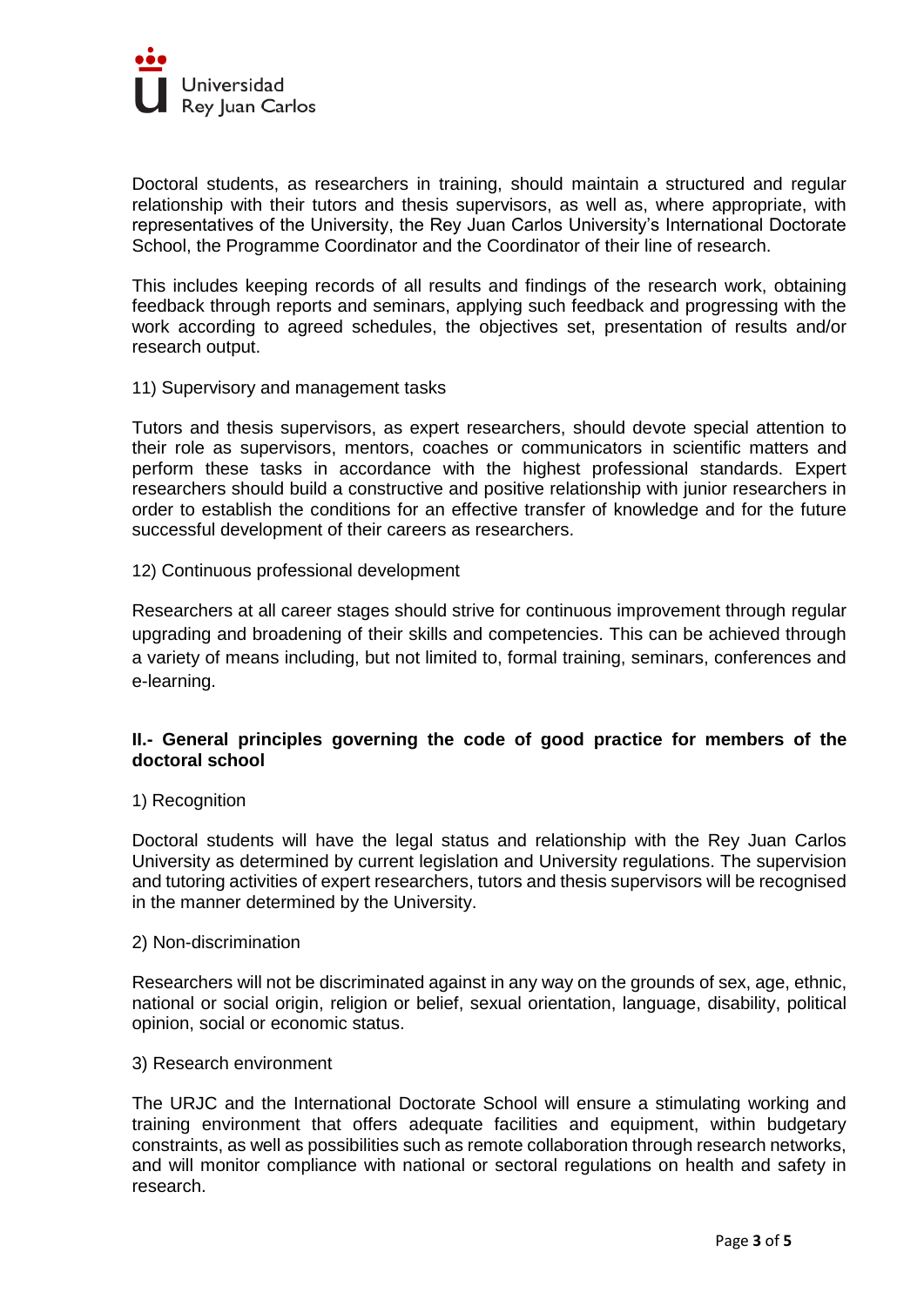Doctoral students, as researchers in training, should maintain a structured and regular relationship with their tutors and thesis supervisors, as well as, where appropriate, with representatives of the University, the Rey Juan Carlos University's International Doctorate School, the Programme Coordinator and the Coordinator of their line of research.

This includes keeping records of all results and findings of the research work, obtaining feedback through reports and seminars, applying such feedback and progressing with the work according to agreed schedules, the objectives set, presentation of results and/or research output.

11) Supervisory and management tasks

Tutors and thesis supervisors, as expert researchers, should devote special attention to their role as supervisors, mentors, coaches or communicators in scientific matters and perform these tasks in accordance with the highest professional standards. Expert researchers should build a constructive and positive relationship with junior researchers in order to establish the conditions for an effective transfer of knowledge and for the future successful development of their careers as researchers.

12) Continuous professional development

Researchers at all career stages should strive for continuous improvement through regular upgrading and broadening of their skills and competencies. This can be achieved through a variety of means including, but not limited to, formal training, seminars, conferences and e-learning.

## II.- General principles governing the code of good practice for members of the doctoral school

1) Recognition

Doctoral students will have the legal status and relationship with the Rey Juan Carlos University as determined by current legislation and University regulations. The supervision and tutoring activities of expert researchers, tutors and thesis supervisors will be recognised in the manner determined by the University.

2) Non-discrimination

Researchers will not be discriminated against in any way on the grounds of sex, age, ethnic, national or social origin, religion or belief, sexual orientation, language, disability, political opinion, social or economic status.

3) Research environment

The URJC and the International Doctorate School will ensure a stimulating working and training environment that offers adequate facilities and equipment, within budgetary constraints, as well as possibilities such as remote collaboration through research networks, and will monitor compliance with national or sectoral regulations on health and safety in research.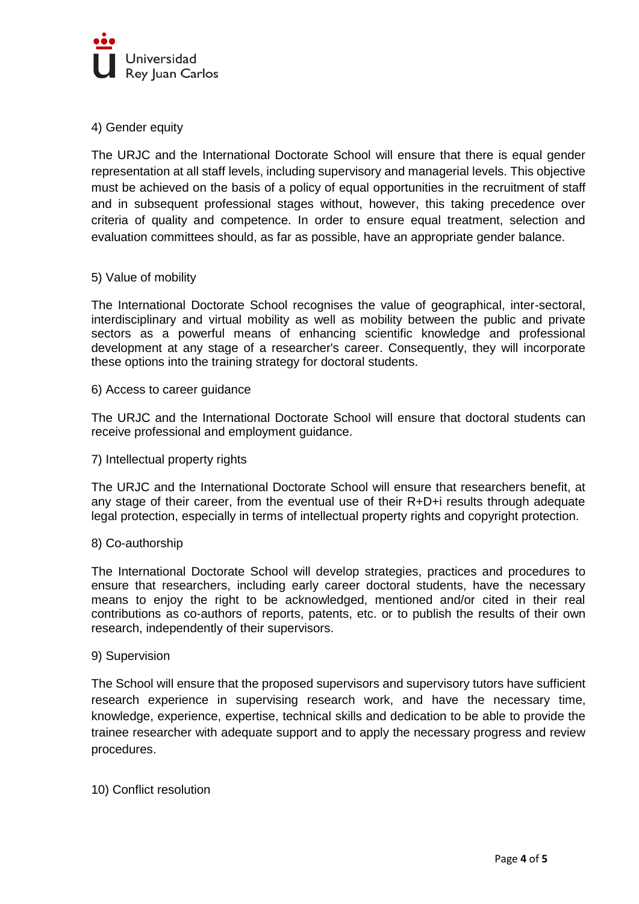4) Gender equity

The URJC and the International Doctorate School will ensure that there is equal gender representation at all staff levels, including supervisory and managerial levels. This objective must be achieved on the basis of a policy of equal opportunities in the recruitment of staff and in subsequent professional stages without, however, this taking precedence over criteria of quality and competence. In order to ensure equal treatment, selection and evaluation committees should, as far as possible, have an appropriate gender balance.

5) Value of mobility

The International Doctorate School recognises the value of geographical, inter-sectoral, interdisciplinary and virtual mobility as well as mobility between the public and private sectors as a powerful means of enhancing scientific knowledge and professional development at any stage of a researcher's career. Consequently, they will incorporate these options into the training strategy for doctoral students.

6) Access to career guidance

The URJC and the International Doctorate School will ensure that doctoral students can receive professional and employment guidance.

7) Intellectual property rights

The URJC and the International Doctorate School will ensure that researchers benefit, at any stage of their career, from the eventual use of their R+D+i results through adequate legal protection, especially in terms of intellectual property rights and copyright protection.

8) Co-authorship

The International Doctorate School will develop strategies, practices and procedures to ensure that researchers, including early career doctoral students, have the necessary means to enjoy the right to be acknowledged, mentioned and/or cited in their real contributions as co-authors of reports, patents, etc. or to publish the results of their own research, independently of their supervisors.

9) Supervision

The School will ensure that the proposed supervisors and supervisory tutors have sufficient research experience in supervising research work, and have the necessary time, knowledge, experience, expertise, technical skills and dedication to be able to provide the trainee researcher with adequate support and to apply the necessary progress and review procedures.

10) Conflict resolution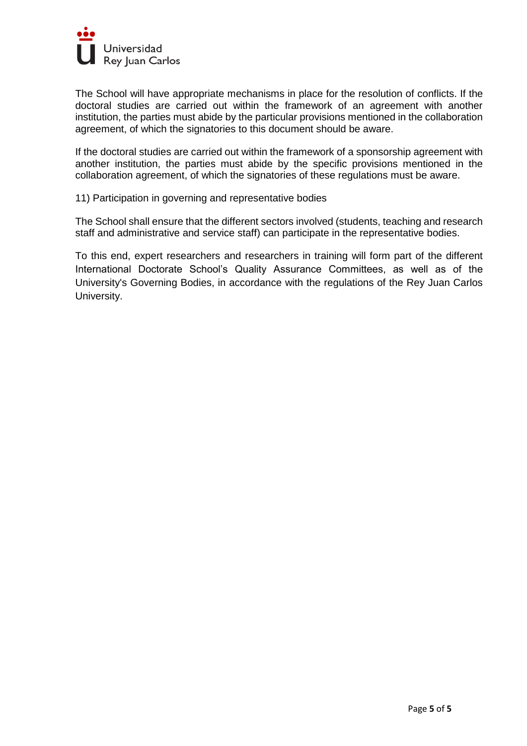The School will have appropriate mechanisms in place for the resolution of conflicts. If the doctoral studies are carried out within the framework of an agreement with another institution, the parties must abide by the particular provisions mentioned in the collaboration agreement, of which the signatories to this document should be aware.

If the doctoral studies are carried out within the framework of a sponsorship agreement with another institution, the parties must abide by the specific provisions mentioned in the collaboration agreement, of which the signatories of these regulations must be aware.

11) Participation in governing and representative bodies

The School shall ensure that the different sectors involved (students, teaching and research staff and administrative and service staff) can participate in the representative bodies.

To this end, expert researchers and researchers in training will form part of the different International Doctorate School's Quality Assurance Committees, as well as of the University's Governing Bodies, in accordance with the regulations of the Rey Juan Carlos University.